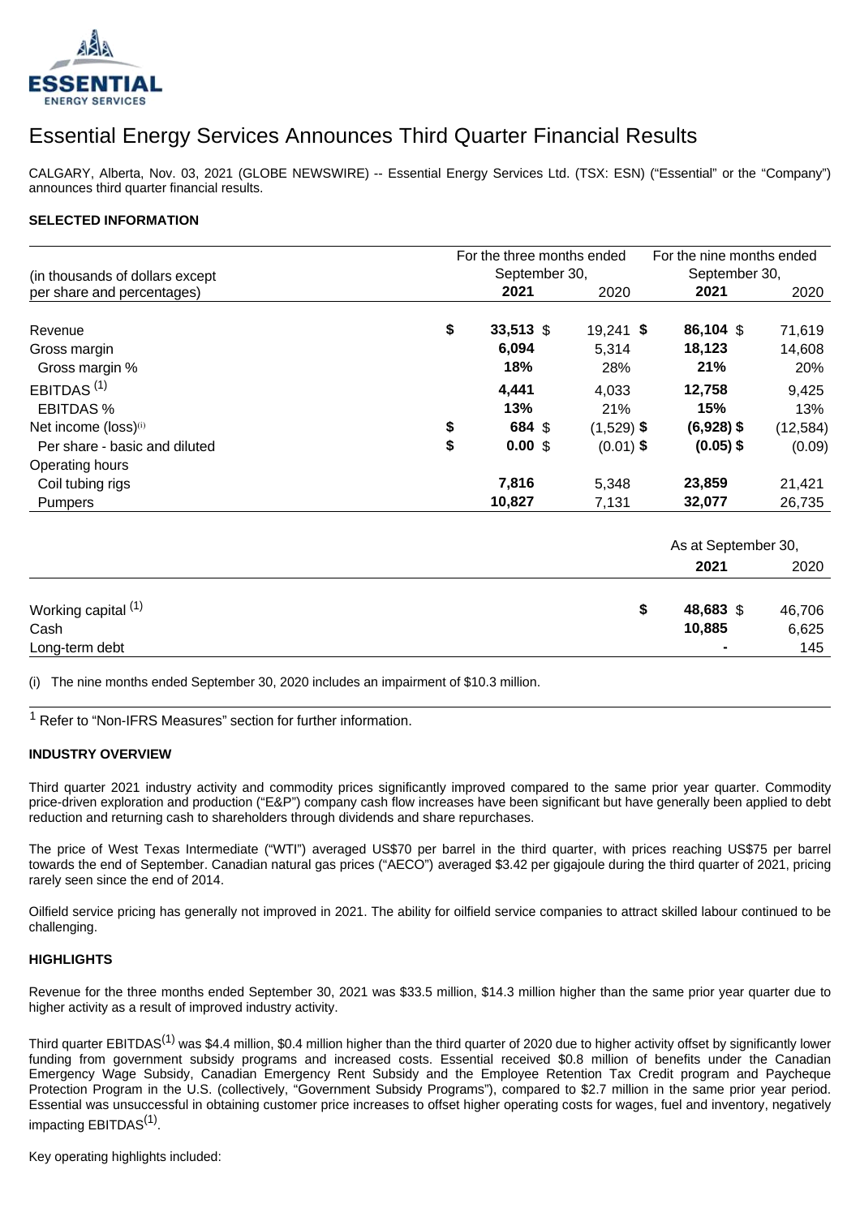# Essential Energy Services Announces Third Quarter Financial Results

CALGARY, Alberta, Nov. 03, 2021 (GLOBE NEWSWIRE) -- Essential Energy Services Ltd. (TSX: ESN) ("Essential" or the "Company") announces third quarter financial results.

**SELECTED INFORMATION**

| (in thousands of dollars except per share and percentages) | For the three months ended September 30, 2021 | 2020 | For the nine months ended September 30, 2021 | 2020 |
|---|---|---|---|---|
| Revenue | **$ 33,513** | $ 19,241 | **$ 86,104** | $ 71,619 |
| Gross margin | **6,094** | 5,314 | **18,123** | 14,608 |
| Gross margin % | **18%** | 28% | **21%** | 20% |
| EBITDAS [1] | **4,441** | 4,033 | **12,758** | 9,425 |
| EBITDAS % | **13%** | 21% | **15%** | 13% |
| Net income (loss)[(i)] | **$ 684** | $ (1,529) | **$ (6,928)** | $ (12,584) |
| Per share - basic and diluted | **$ 0.00** | $ (0.01) | **$ (0.05)** | $ (0.09) |
| Operating hours | | | | |
| Coil tubing rigs | **7,816** | 5,348 | **23,859** | 21,421 |
| Pumpers | **10,827** | 7,131 | **32,077** | 26,735 |

| | As at September 30, 2021 | 2020 |
|---|---|---|
| Working capital [1] | **$ 48,683** | $ 46,706 |
| Cash | **10,885** | 6,625 |
| Long-term debt | **-** | 145 |

(i) The nine months ended September 30, 2020 includes an impairment of $10.3 million.

[1] Refer to "Non-IFRS Measures" section for further information.

**INDUSTRY OVERVIEW**

Third quarter 2021 industry activity and commodity prices significantly improved compared to the same prior year quarter. Commodity price-driven exploration and production ("E&P") company cash flow increases have been significant but have generally been applied to debt reduction and returning cash to shareholders through dividends and share repurchases.

The price of West Texas Intermediate ("WTI") averaged US$70 per barrel in the third quarter, with prices reaching US$75 per barrel towards the end of September. Canadian natural gas prices ("AECO") averaged $3.42 per gigajoule during the third quarter of 2021, pricing rarely seen since the end of 2014.

Oilfield service pricing has generally not improved in 2021. The ability for oilfield service companies to attract skilled labour continued to be challenging.

**HIGHLIGHTS**

Revenue for the three months ended September 30, 2021 was $33.5 million, $14.3 million higher than the same prior year quarter due to higher activity as a result of improved industry activity.

Third quarter EBITDAS[1] was $4.4 million, $0.4 million higher than the third quarter of 2020 due to higher activity offset by significantly lower funding from government subsidy programs and increased costs. Essential received $0.8 million of benefits under the Canadian Emergency Wage Subsidy, Canadian Emergency Rent Subsidy and the Employee Retention Tax Credit program and Paycheque Protection Program in the U.S. (collectively, "Government Subsidy Programs"), compared to $2.7 million in the same prior year period. Essential was unsuccessful in obtaining customer price increases to offset higher operating costs for wages, fuel and inventory, negatively impacting EBITDAS[1].

Key operating highlights included: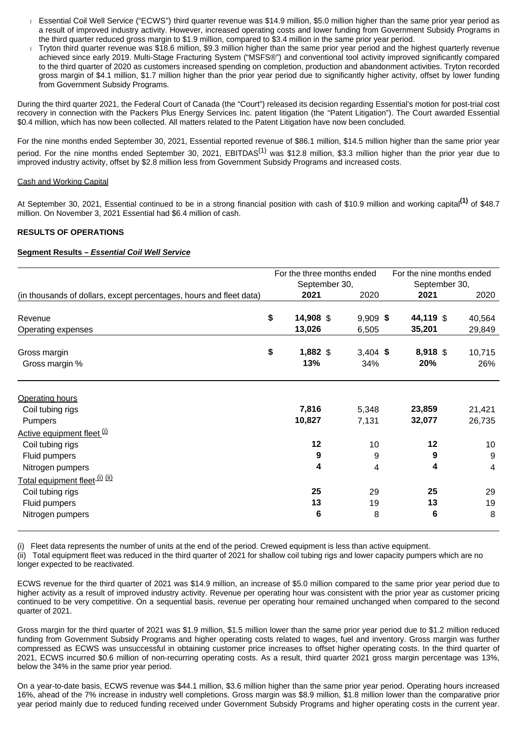- Essential Coil Well Service ("ECWS") third quarter revenue was $14.9 million, $5.0 million higher than the same prior year period as a result of improved industry activity. However, increased operating costs and lower funding from Government Subsidy Programs in the third quarter reduced gross margin to $1.9 million, compared to $3.4 million in the same prior year period.
- Tryton third quarter revenue was $18.6 million, $9.3 million higher than the same prior year period and the highest quarterly revenue achieved since early 2019. Multi-Stage Fracturing System ("MSFS®") and conventional tool activity improved significantly compared to the third quarter of 2020 as customers increased spending on completion, production and abandonment activities. Tryton recorded gross margin of $4.1 million, $1.7 million higher than the prior year period due to significantly higher activity, offset by lower funding from Government Subsidy Programs.

During the third quarter 2021, the Federal Court of Canada (the "Court") released its decision regarding Essential's motion for post-trial cost recovery in connection with the Packers Plus Energy Services Inc. patent litigation (the "Patent Litigation"). The Court awarded Essential $0.4 million, which has now been collected. All matters related to the Patent Litigation have now been concluded.

For the nine months ended September 30, 2021, Essential reported revenue of $86.1 million, $14.5 million higher than the same prior year period. For the nine months ended September 30, 2021, EBITDAS[(1)] was $12.8 million, $3.3 million higher than the prior year due to improved industry activity, offset by $2.8 million less from Government Subsidy Programs and increased costs.

Cash and Working Capital

At September 30, 2021, Essential continued to be in a strong financial position with cash of $10.9 million and working capital[(1)] of $48.7 million. On November 3, 2021 Essential had $6.4 million of cash.

**RESULTS OF OPERATIONS**

**Segment Results – *Essential Coil Well Service***

| (in thousands of dollars, except percentages, hours and fleet data) | For the three months ended September 30, 2021 | 2020 | For the nine months ended September 30, 2021 | 2020 |
|---|---|---|---|---|
| Revenue | **$ 14,908** | $ 9,909 | **$ 44,119** | $ 40,564 |
| Operating expenses | **13,026** | 6,505 | **35,201** | 29,849 |
| Gross margin | **$ 1,882** | $ 3,404 | **$ 8,918** | $ 10,715 |
| Gross margin % | **13%** | 34% | **20%** | 26% |
| Operating hours | | | | |
| Coil tubing rigs | **7,816** | 5,348 | **23,859** | 21,421 |
| Pumpers | **10,827** | 7,131 | **32,077** | 26,735 |
| Active equipment fleet (i) | | | | |
| Coil tubing rigs | **12** | 10 | **12** | 10 |
| Fluid pumpers | **9** | 9 | **9** | 9 |
| Nitrogen pumpers | **4** | 4 | **4** | 4 |
| Total equipment fleet (i) (ii) | | | | |
| Coil tubing rigs | **25** | 29 | **25** | 29 |
| Fluid pumpers | **13** | 19 | **13** | 19 |
| Nitrogen pumpers | **6** | 8 | **6** | 8 |

(i) Fleet data represents the number of units at the end of the period. Crewed equipment is less than active equipment.
(ii) Total equipment fleet was reduced in the third quarter of 2021 for shallow coil tubing rigs and lower capacity pumpers which are no longer expected to be reactivated.

ECWS revenue for the third quarter of 2021 was $14.9 million, an increase of $5.0 million compared to the same prior year period due to higher activity as a result of improved industry activity. Revenue per operating hour was consistent with the prior year as customer pricing continued to be very competitive. On a sequential basis, revenue per operating hour remained unchanged when compared to the second quarter of 2021.

Gross margin for the third quarter of 2021 was $1.9 million, $1.5 million lower than the same prior year period due to $1.2 million reduced funding from Government Subsidy Programs and higher operating costs related to wages, fuel and inventory. Gross margin was further compressed as ECWS was unsuccessful in obtaining customer price increases to offset higher operating costs. In the third quarter of 2021, ECWS incurred $0.6 million of non-recurring operating costs. As a result, third quarter 2021 gross margin percentage was 13%, below the 34% in the same prior year period.

On a year-to-date basis, ECWS revenue was $44.1 million, $3.6 million higher than the same prior year period. Operating hours increased 16%, ahead of the 7% increase in industry well completions. Gross margin was $8.9 million, $1.8 million lower than the comparative prior year period mainly due to reduced funding received under Government Subsidy Programs and higher operating costs in the current year.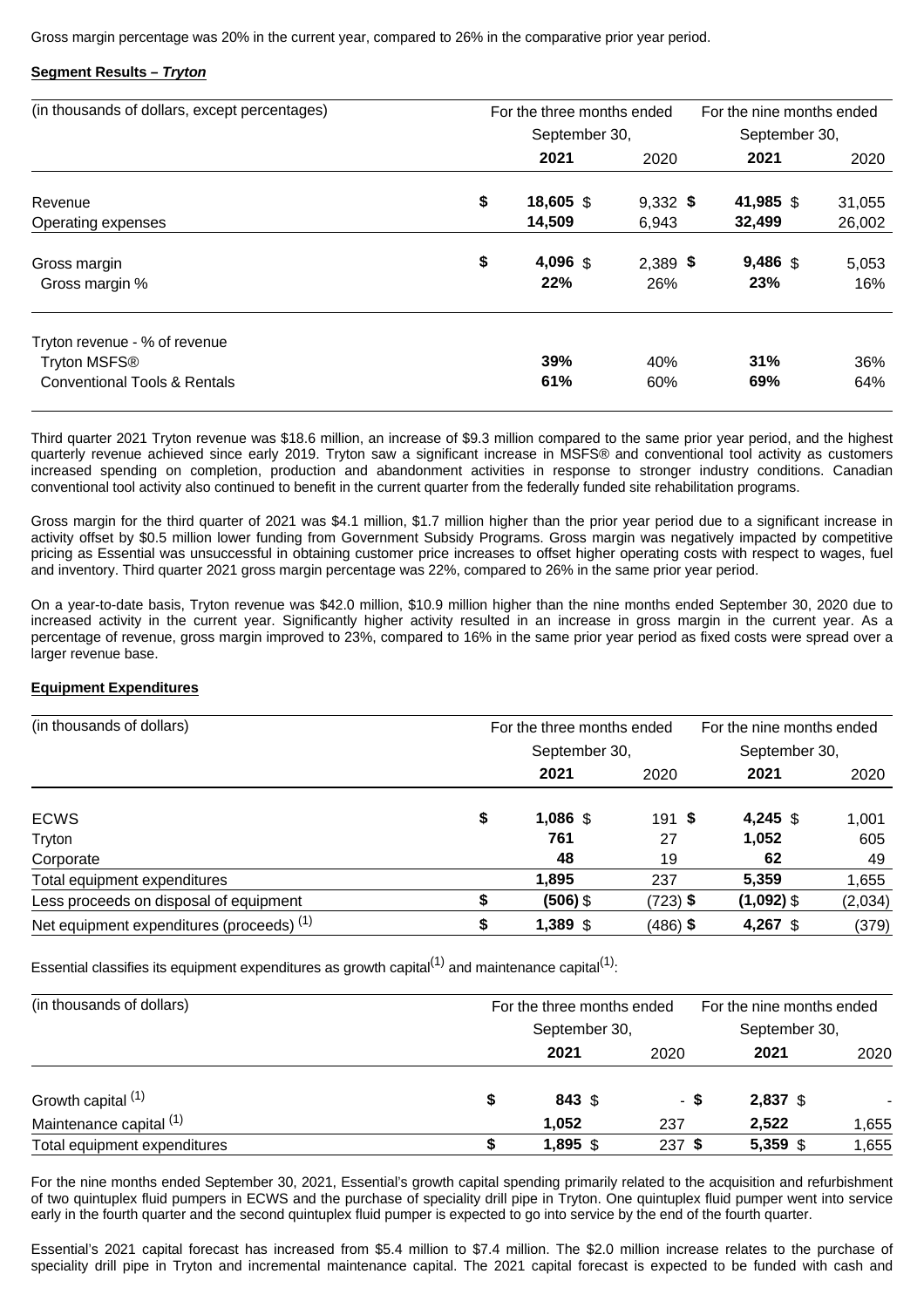Gross margin percentage was 20% in the current year, compared to 26% in the comparative prior year period.

**Segment Results – *Tryton***

| (in thousands of dollars, except percentages) | For the three months ended September 30, | | For the nine months ended September 30, | |
|---|---|---|---|---|
| | **2021** | 2020 | **2021** | 2020 |
| Revenue | **$ 18,605** | $ 9,332 | **$ 41,985** | $ 31,055 |
| Operating expenses | **14,509** | 6,943 | **32,499** | 26,002 |
| Gross margin | **$ 4,096** | $ 2,389 | **$ 9,486** | $ 5,053 |
| Gross margin % | **22%** | 26% | **23%** | 16% |
| Tryton revenue - % of revenue | | | | |
| Tryton MSFS® | **39%** | 40% | **31%** | 36% |
| Conventional Tools & Rentals | **61%** | 60% | **69%** | 64% |

Third quarter 2021 Tryton revenue was $18.6 million, an increase of $9.3 million compared to the same prior year period, and the highest quarterly revenue achieved since early 2019. Tryton saw a significant increase in MSFS® and conventional tool activity as customers increased spending on completion, production and abandonment activities in response to stronger industry conditions. Canadian conventional tool activity also continued to benefit in the current quarter from the federally funded site rehabilitation programs.

Gross margin for the third quarter of 2021 was $4.1 million, $1.7 million higher than the prior year period due to a significant increase in activity offset by $0.5 million lower funding from Government Subsidy Programs. Gross margin was negatively impacted by competitive pricing as Essential was unsuccessful in obtaining customer price increases to offset higher operating costs with respect to wages, fuel and inventory. Third quarter 2021 gross margin percentage was 22%, compared to 26% in the same prior year period.

On a year-to-date basis, Tryton revenue was $42.0 million, $10.9 million higher than the nine months ended September 30, 2020 due to increased activity in the current year. Significantly higher activity resulted in an increase in gross margin in the current year. As a percentage of revenue, gross margin improved to 23%, compared to 16% in the same prior year period as fixed costs were spread over a larger revenue base.

**Equipment Expenditures**

| (in thousands of dollars) | For the three months ended September 30, | | For the nine months ended September 30, | |
|---|---|---|---|---|
| | **2021** | 2020 | **2021** | 2020 |
| ECWS | **$ 1,086** | $ 191 | **$ 4,245** | $ 1,001 |
| Tryton | **761** | 27 | **1,052** | 605 |
| Corporate | **48** | 19 | **62** | 49 |
| Total equipment expenditures | **1,895** | 237 | **5,359** | 1,655 |
| Less proceeds on disposal of equipment | **$ (506)** | $ (723) | **$ (1,092)** | $ (2,034) |
| Net equipment expenditures (proceeds) [1] | **$ 1,389** | $ (486) | **$ 4,267** | $ (379) |

Essential classifies its equipment expenditures as growth capital[1] and maintenance capital[1]:

| (in thousands of dollars) | For the three months ended September 30, | | For the nine months ended September 30, | |
|---|---|---|---|---|
| | **2021** | 2020 | **2021** | 2020 |
| Growth capital [1] | **$ 843** | $ - | **$ 2,837** | $ - |
| Maintenance capital [1] | **1,052** | 237 | **2,522** | 1,655 |
| Total equipment expenditures | **$ 1,895** | $ 237 | **$ 5,359** | $ 1,655 |

For the nine months ended September 30, 2021, Essential's growth capital spending primarily related to the acquisition and refurbishment of two quintuplex fluid pumpers in ECWS and the purchase of speciality drill pipe in Tryton. One quintuplex fluid pumper went into service early in the fourth quarter and the second quintuplex fluid pumper is expected to go into service by the end of the fourth quarter.

Essential's 2021 capital forecast has increased from $5.4 million to $7.4 million. The $2.0 million increase relates to the purchase of speciality drill pipe in Tryton and incremental maintenance capital. The 2021 capital forecast is expected to be funded with cash and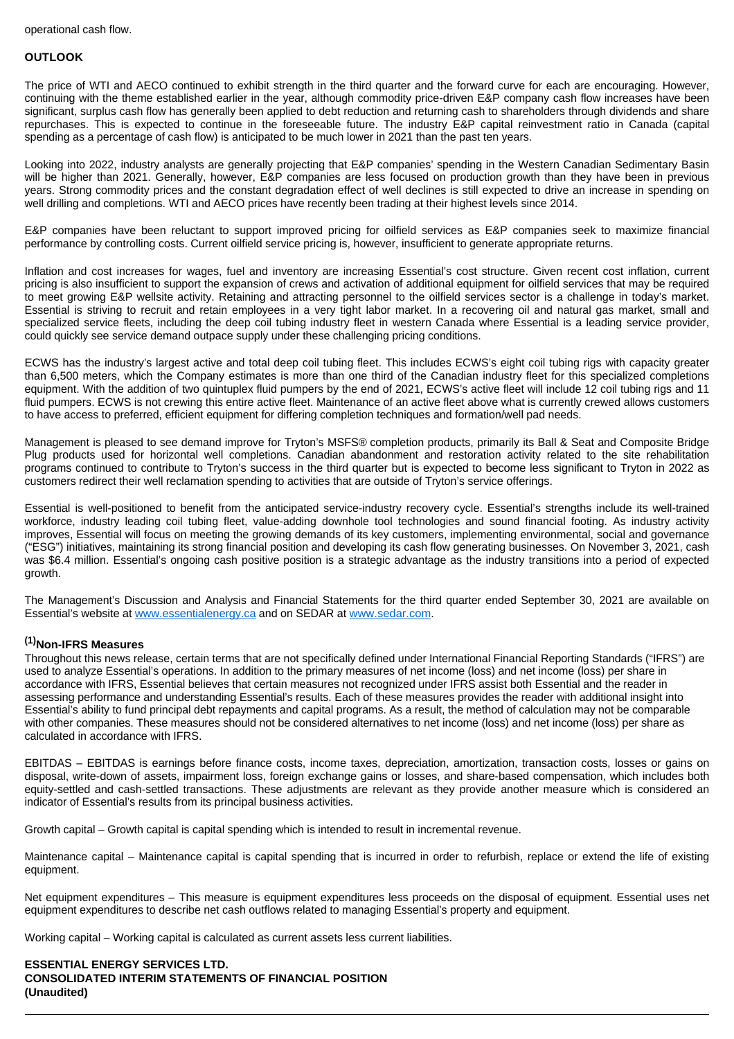operational cash flow.

**OUTLOOK**

The price of WTI and AECO continued to exhibit strength in the third quarter and the forward curve for each are encouraging. However, continuing with the theme established earlier in the year, although commodity price-driven E&P company cash flow increases have been significant, surplus cash flow has generally been applied to debt reduction and returning cash to shareholders through dividends and share repurchases. This is expected to continue in the foreseeable future. The industry E&P capital reinvestment ratio in Canada (capital spending as a percentage of cash flow) is anticipated to be much lower in 2021 than the past ten years.

Looking into 2022, industry analysts are generally projecting that E&P companies' spending in the Western Canadian Sedimentary Basin will be higher than 2021. Generally, however, E&P companies are less focused on production growth than they have been in previous years. Strong commodity prices and the constant degradation effect of well declines is still expected to drive an increase in spending on well drilling and completions. WTI and AECO prices have recently been trading at their highest levels since 2014.

E&P companies have been reluctant to support improved pricing for oilfield services as E&P companies seek to maximize financial performance by controlling costs. Current oilfield service pricing is, however, insufficient to generate appropriate returns.

Inflation and cost increases for wages, fuel and inventory are increasing Essential's cost structure. Given recent cost inflation, current pricing is also insufficient to support the expansion of crews and activation of additional equipment for oilfield services that may be required to meet growing E&P wellsite activity. Retaining and attracting personnel to the oilfield services sector is a challenge in today's market. Essential is striving to recruit and retain employees in a very tight labor market. In a recovering oil and natural gas market, small and specialized service fleets, including the deep coil tubing industry fleet in western Canada where Essential is a leading service provider, could quickly see service demand outpace supply under these challenging pricing conditions.

ECWS has the industry's largest active and total deep coil tubing fleet. This includes ECWS's eight coil tubing rigs with capacity greater than 6,500 meters, which the Company estimates is more than one third of the Canadian industry fleet for this specialized completions equipment. With the addition of two quintuplex fluid pumpers by the end of 2021, ECWS's active fleet will include 12 coil tubing rigs and 11 fluid pumpers. ECWS is not crewing this entire active fleet. Maintenance of an active fleet above what is currently crewed allows customers to have access to preferred, efficient equipment for differing completion techniques and formation/well pad needs.

Management is pleased to see demand improve for Tryton's MSFS® completion products, primarily its Ball & Seat and Composite Bridge Plug products used for horizontal well completions. Canadian abandonment and restoration activity related to the site rehabilitation programs continued to contribute to Tryton's success in the third quarter but is expected to become less significant to Tryton in 2022 as customers redirect their well reclamation spending to activities that are outside of Tryton's service offerings.

Essential is well-positioned to benefit from the anticipated service-industry recovery cycle. Essential's strengths include its well-trained workforce, industry leading coil tubing fleet, value-adding downhole tool technologies and sound financial footing. As industry activity improves, Essential will focus on meeting the growing demands of its key customers, implementing environmental, social and governance ("ESG") initiatives, maintaining its strong financial position and developing its cash flow generating businesses. On November 3, 2021, cash was $6.4 million. Essential's ongoing cash positive position is a strategic advantage as the industry transitions into a period of expected growth.

The Management's Discussion and Analysis and Financial Statements for the third quarter ended September 30, 2021 are available on Essential's website at www.essentialenergy.ca and on SEDAR at www.sedar.com.

**(1) Non-IFRS Measures**

Throughout this news release, certain terms that are not specifically defined under International Financial Reporting Standards ("IFRS") are used to analyze Essential's operations. In addition to the primary measures of net income (loss) and net income (loss) per share in accordance with IFRS, Essential believes that certain measures not recognized under IFRS assist both Essential and the reader in assessing performance and understanding Essential's results. Each of these measures provides the reader with additional insight into Essential's ability to fund principal debt repayments and capital programs. As a result, the method of calculation may not be comparable with other companies. These measures should not be considered alternatives to net income (loss) and net income (loss) per share as calculated in accordance with IFRS.

EBITDAS – EBITDAS is earnings before finance costs, income taxes, depreciation, amortization, transaction costs, losses or gains on disposal, write-down of assets, impairment loss, foreign exchange gains or losses, and share-based compensation, which includes both equity-settled and cash-settled transactions. These adjustments are relevant as they provide another measure which is considered an indicator of Essential's results from its principal business activities.

Growth capital – Growth capital is capital spending which is intended to result in incremental revenue.

Maintenance capital – Maintenance capital is capital spending that is incurred in order to refurbish, replace or extend the life of existing equipment.

Net equipment expenditures – This measure is equipment expenditures less proceeds on the disposal of equipment. Essential uses net equipment expenditures to describe net cash outflows related to managing Essential's property and equipment.

Working capital – Working capital is calculated as current assets less current liabilities.

**ESSENTIAL ENERGY SERVICES LTD.**
**CONSOLIDATED INTERIM STATEMENTS OF FINANCIAL POSITION**
**(Unaudited)**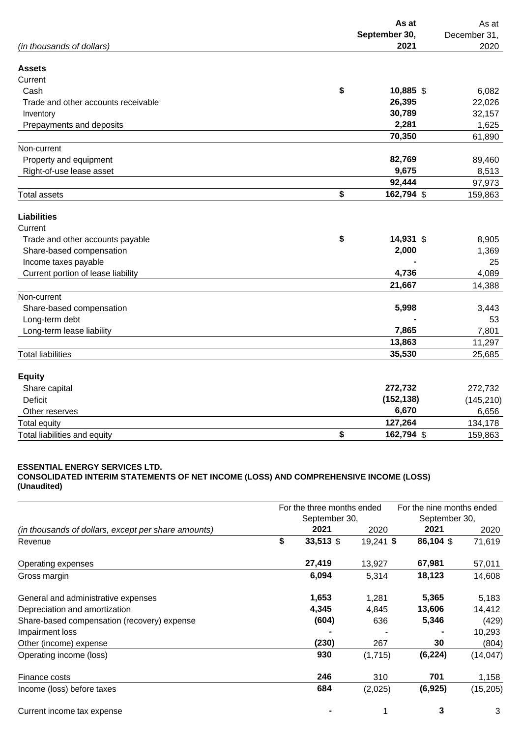| *(in thousands of dollars)* | **As at September 30, 2021** | As at December 31, 2020 |
|---|---|---|
| **Assets** | | |
| Current | | |
| Cash | **$ 10,885** | $ 6,082 |
| Trade and other accounts receivable | **26,395** | 22,026 |
| Inventory | **30,789** | 32,157 |
| Prepayments and deposits | **2,281** | 1,625 |
| | **70,350** | 61,890 |
| Non-current | | |
| Property and equipment | **82,769** | 89,460 |
| Right-of-use lease asset | **9,675** | 8,513 |
| | **92,444** | 97,973 |
| Total assets | **$ 162,794** | $ 159,863 |
| **Liabilities** | | |
| Current | | |
| Trade and other accounts payable | **$ 14,931** | $ 8,905 |
| Share-based compensation | **2,000** | 1,369 |
| Income taxes payable | **-** | 25 |
| Current portion of lease liability | **4,736** | 4,089 |
| | **21,667** | 14,388 |
| Non-current | | |
| Share-based compensation | **5,998** | 3,443 |
| Long-term debt | **-** | 53 |
| Long-term lease liability | **7,865** | 7,801 |
| | **13,863** | 11,297 |
| Total liabilities | **35,530** | 25,685 |
| **Equity** | | |
| Share capital | **272,732** | 272,732 |
| Deficit | **(152,138)** | (145,210) |
| Other reserves | **6,670** | 6,656 |
| Total equity | **127,264** | 134,178 |
| Total liabilities and equity | **$ 162,794** | $ 159,863 |

**ESSENTIAL ENERGY SERVICES LTD.**
**CONSOLIDATED INTERIM STATEMENTS OF NET INCOME (LOSS) AND COMPREHENSIVE INCOME (LOSS)**
**(Unaudited)**

| | For the three months ended September 30, | | For the nine months ended September 30, | |
|---|---|---|---|---|
| *(in thousands of dollars, except per share amounts)* | **2021** | 2020 | **2021** | 2020 |
| Revenue | **$ 33,513** | $ 19,241 | **$ 86,104** | $ 71,619 |
| Operating expenses | **27,419** | 13,927 | **67,981** | 57,011 |
| Gross margin | **6,094** | 5,314 | **18,123** | 14,608 |
| General and administrative expenses | **1,653** | 1,281 | **5,365** | 5,183 |
| Depreciation and amortization | **4,345** | 4,845 | **13,606** | 14,412 |
| Share-based compensation (recovery) expense | **(604)** | 636 | **5,346** | (429) |
| Impairment loss | **-** | - | **-** | 10,293 |
| Other (income) expense | **(230)** | 267 | **30** | (804) |
| Operating income (loss) | **930** | (1,715) | **(6,224)** | (14,047) |
| Finance costs | **246** | 310 | **701** | 1,158 |
| Income (loss) before taxes | **684** | (2,025) | **(6,925)** | (15,205) |
| Current income tax expense | **-** | 1 | **3** | 3 |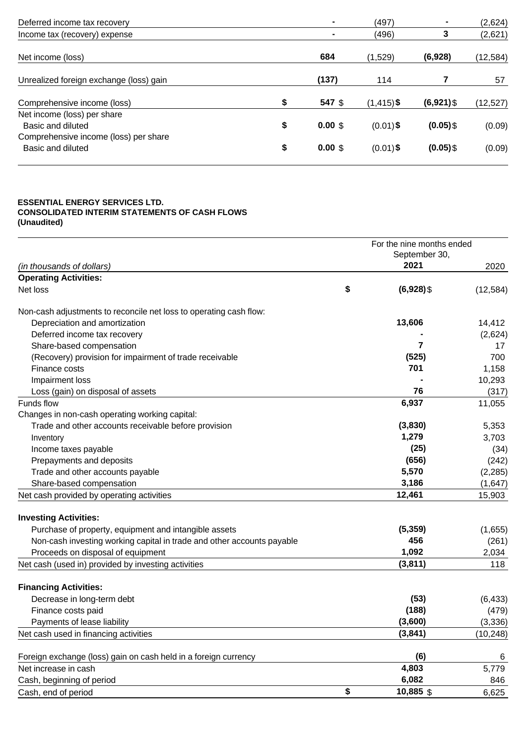| | | | | |
|---|---|---|---|---|
| Deferred income tax recovery | | - | (497) | - | (2,624) |
| Income tax (recovery) expense | | - | (496) | 3 | (2,621) |
| Net income (loss) | | 684 | (1,529) | (6,928) | (12,584) |
| Unrealized foreign exchange (loss) gain | | (137) | 114 | 7 | 57 |
| Comprehensive income (loss) | $ | 547 $ | (1,415) $ | (6,921) $ | (12,527) |
| Net income (loss) per share | | | | | |
| Basic and diluted | $ | 0.00 $ | (0.01) $ | (0.05) $ | (0.09) |
| Comprehensive income (loss) per share | | | | | |
| Basic and diluted | $ | 0.00 $ | (0.01) $ | (0.05) $ | (0.09) |

**ESSENTIAL ENERGY SERVICES LTD.**
**CONSOLIDATED INTERIM STATEMENTS OF CASH FLOWS**
**(Unaudited)**

| | | For the nine months ended September 30, | |
|---|---|---|---|
| *(in thousands of dollars)* | | **2021** | 2020 |
| **Operating Activities:** | | | |
| Net loss | $ | **(6,928)** $ | (12,584) |
| Non-cash adjustments to reconcile net loss to operating cash flow: | | | |
| Depreciation and amortization | | **13,606** | 14,412 |
| Deferred income tax recovery | | **-** | (2,624) |
| Share-based compensation | | **7** | 17 |
| (Recovery) provision for impairment of trade receivable | | **(525)** | 700 |
| Finance costs | | **701** | 1,158 |
| Impairment loss | | **-** | 10,293 |
| Loss (gain) on disposal of assets | | **76** | (317) |
| Funds flow | | **6,937** | 11,055 |
| Changes in non-cash operating working capital: | | | |
| Trade and other accounts receivable before provision | | **(3,830)** | 5,353 |
| Inventory | | **1,279** | 3,703 |
| Income taxes payable | | **(25)** | (34) |
| Prepayments and deposits | | **(656)** | (242) |
| Trade and other accounts payable | | **5,570** | (2,285) |
| Share-based compensation | | **3,186** | (1,647) |
| Net cash provided by operating activities | | **12,461** | 15,903 |
| **Investing Activities:** | | | |
| Purchase of property, equipment and intangible assets | | **(5,359)** | (1,655) |
| Non-cash investing working capital in trade and other accounts payable | | **456** | (261) |
| Proceeds on disposal of equipment | | **1,092** | 2,034 |
| Net cash (used in) provided by investing activities | | **(3,811)** | 118 |
| **Financing Activities:** | | | |
| Decrease in long-term debt | | **(53)** | (6,433) |
| Finance costs paid | | **(188)** | (479) |
| Payments of lease liability | | **(3,600)** | (3,336) |
| Net cash used in financing activities | | **(3,841)** | (10,248) |
| Foreign exchange (loss) gain on cash held in a foreign currency | | **(6)** | 6 |
| Net increase in cash | | **4,803** | 5,779 |
| Cash, beginning of period | | **6,082** | 846 |
| Cash, end of period | $ | **10,885** $ | 6,625 |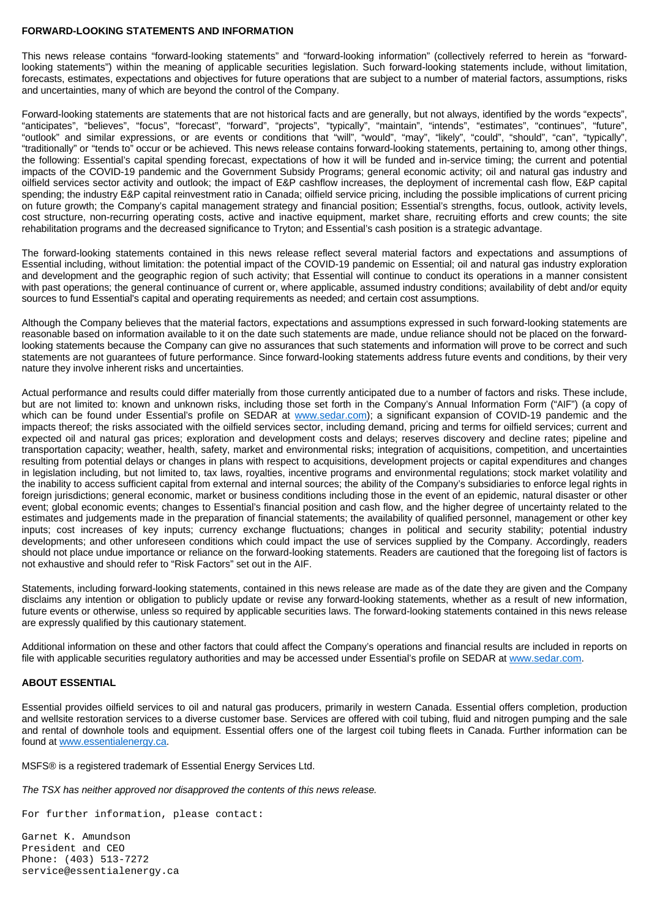**FORWARD-LOOKING STATEMENTS AND INFORMATION**

This news release contains "forward-looking statements" and "forward-looking information" (collectively referred to herein as "forward-looking statements") within the meaning of applicable securities legislation. Such forward-looking statements include, without limitation, forecasts, estimates, expectations and objectives for future operations that are subject to a number of material factors, assumptions, risks and uncertainties, many of which are beyond the control of the Company.

Forward-looking statements are statements that are not historical facts and are generally, but not always, identified by the words "expects", "anticipates", "believes", "focus", "forecast", "forward", "projects", "typically", "maintain", "intends", "estimates", "continues", "future", "outlook" and similar expressions, or are events or conditions that "will", "would", "may", "likely", "could", "should", "can", "typically", "traditionally" or "tends to" occur or be achieved. This news release contains forward-looking statements, pertaining to, among other things, the following: Essential's capital spending forecast, expectations of how it will be funded and in-service timing; the current and potential impacts of the COVID-19 pandemic and the Government Subsidy Programs; general economic activity; oil and natural gas industry and oilfield services sector activity and outlook; the impact of E&P cashflow increases, the deployment of incremental cash flow, E&P capital spending; the industry E&P capital reinvestment ratio in Canada; oilfield service pricing, including the possible implications of current pricing on future growth; the Company's capital management strategy and financial position; Essential's strengths, focus, outlook, activity levels, cost structure, non-recurring operating costs, active and inactive equipment, market share, recruiting efforts and crew counts; the site rehabilitation programs and the decreased significance to Tryton; and Essential's cash position is a strategic advantage.

The forward-looking statements contained in this news release reflect several material factors and expectations and assumptions of Essential including, without limitation: the potential impact of the COVID-19 pandemic on Essential; oil and natural gas industry exploration and development and the geographic region of such activity; that Essential will continue to conduct its operations in a manner consistent with past operations; the general continuance of current or, where applicable, assumed industry conditions; availability of debt and/or equity sources to fund Essential's capital and operating requirements as needed; and certain cost assumptions.

Although the Company believes that the material factors, expectations and assumptions expressed in such forward-looking statements are reasonable based on information available to it on the date such statements are made, undue reliance should not be placed on the forward-looking statements because the Company can give no assurances that such statements and information will prove to be correct and such statements are not guarantees of future performance. Since forward-looking statements address future events and conditions, by their very nature they involve inherent risks and uncertainties.

Actual performance and results could differ materially from those currently anticipated due to a number of factors and risks. These include, but are not limited to: known and unknown risks, including those set forth in the Company's Annual Information Form ("AIF") (a copy of which can be found under Essential's profile on SEDAR at www.sedar.com); a significant expansion of COVID-19 pandemic and the impacts thereof; the risks associated with the oilfield services sector, including demand, pricing and terms for oilfield services; current and expected oil and natural gas prices; exploration and development costs and delays; reserves discovery and decline rates; pipeline and transportation capacity; weather, health, safety, market and environmental risks; integration of acquisitions, competition, and uncertainties resulting from potential delays or changes in plans with respect to acquisitions, development projects or capital expenditures and changes in legislation including, but not limited to, tax laws, royalties, incentive programs and environmental regulations; stock market volatility and the inability to access sufficient capital from external and internal sources; the ability of the Company's subsidiaries to enforce legal rights in foreign jurisdictions; general economic, market or business conditions including those in the event of an epidemic, natural disaster or other event; global economic events; changes to Essential's financial position and cash flow, and the higher degree of uncertainty related to the estimates and judgements made in the preparation of financial statements; the availability of qualified personnel, management or other key inputs; cost increases of key inputs; currency exchange fluctuations; changes in political and security stability; potential industry developments; and other unforeseen conditions which could impact the use of services supplied by the Company. Accordingly, readers should not place undue importance or reliance on the forward-looking statements. Readers are cautioned that the foregoing list of factors is not exhaustive and should refer to "Risk Factors" set out in the AIF.

Statements, including forward-looking statements, contained in this news release are made as of the date they are given and the Company disclaims any intention or obligation to publicly update or revise any forward-looking statements, whether as a result of new information, future events or otherwise, unless so required by applicable securities laws. The forward-looking statements contained in this news release are expressly qualified by this cautionary statement.

Additional information on these and other factors that could affect the Company's operations and financial results are included in reports on file with applicable securities regulatory authorities and may be accessed under Essential's profile on SEDAR at www.sedar.com.

**ABOUT ESSENTIAL**

Essential provides oilfield services to oil and natural gas producers, primarily in western Canada. Essential offers completion, production and wellsite restoration services to a diverse customer base. Services are offered with coil tubing, fluid and nitrogen pumping and the sale and rental of downhole tools and equipment. Essential offers one of the largest coil tubing fleets in Canada. Further information can be found at www.essentialenergy.ca.

MSFS® is a registered trademark of Essential Energy Services Ltd.

*The TSX has neither approved nor disapproved the contents of this news release.*

For further information, please contact:

Garnet K. Amundson
President and CEO
Phone: (403) 513-7272
service@essentialenergy.ca